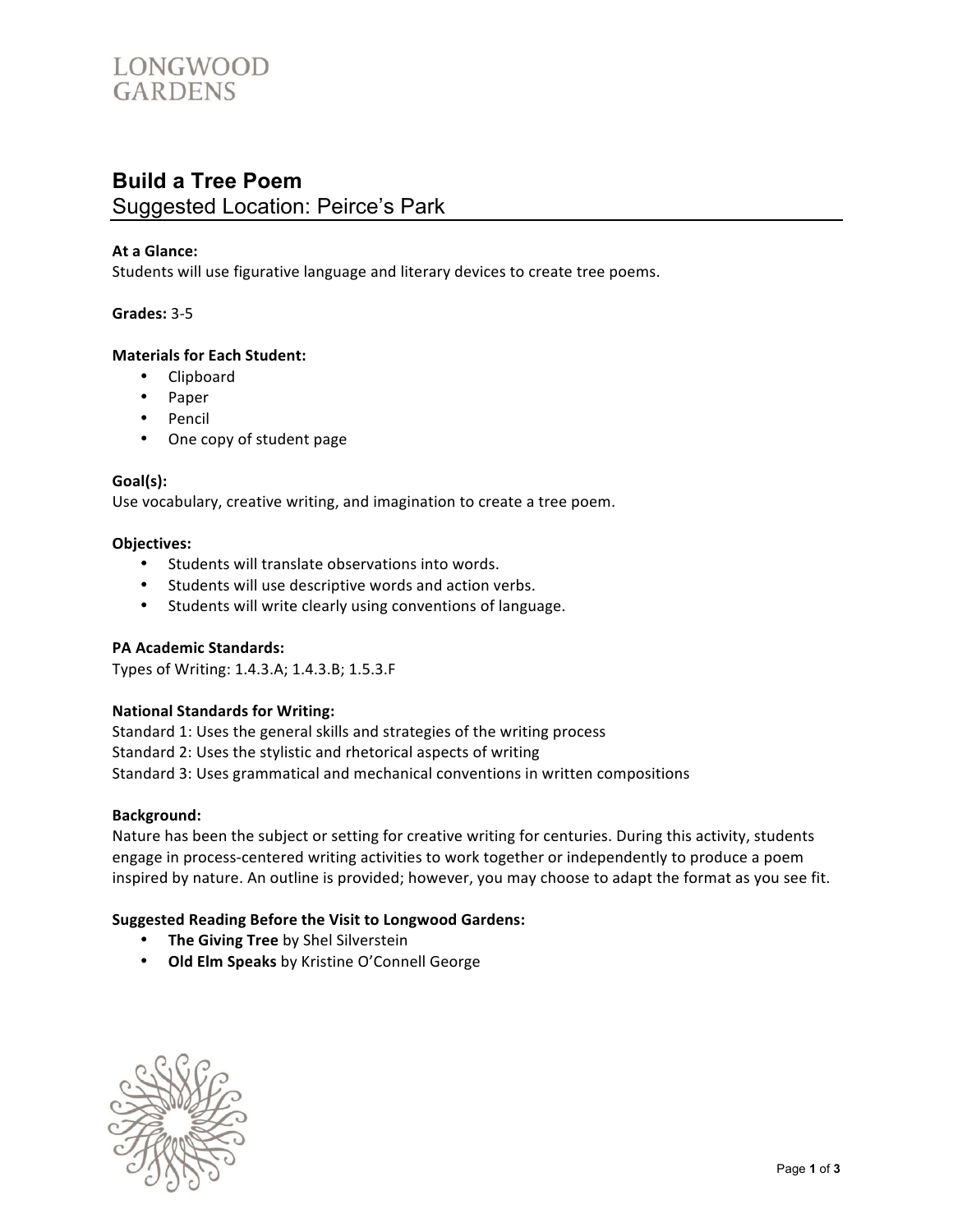LONGWOOD GARDENS

# Build a Tree Poem

## Suggested Location: Peirce's Park

**At a Glance:**
Students will use figurative language and literary devices to create tree poems.

**Grades:** 3-5

**Materials for Each Student:**

- Clipboard
- Paper
- Pencil
- One copy of student page

**Goal(s):**
Use vocabulary, creative writing, and imagination to create a tree poem.

**Objectives:**

- Students will translate observations into words.
- Students will use descriptive words and action verbs.
- Students will write clearly using conventions of language.

**PA Academic Standards:**
Types of Writing: 1.4.3.A; 1.4.3.B; 1.5.3.F

**National Standards for Writing:**
Standard 1: Uses the general skills and strategies of the writing process
Standard 2: Uses the stylistic and rhetorical aspects of writing
Standard 3: Uses grammatical and mechanical conventions in written compositions

**Background:**
Nature has been the subject or setting for creative writing for centuries. During this activity, students engage in process-centered writing activities to work together or independently to produce a poem inspired by nature. An outline is provided; however, you may choose to adapt the format as you see fit.

**Suggested Reading Before the Visit to Longwood Gardens:**

- **The Giving Tree** by Shel Silverstein
- **Old Elm Speaks** by Kristine O'Connell George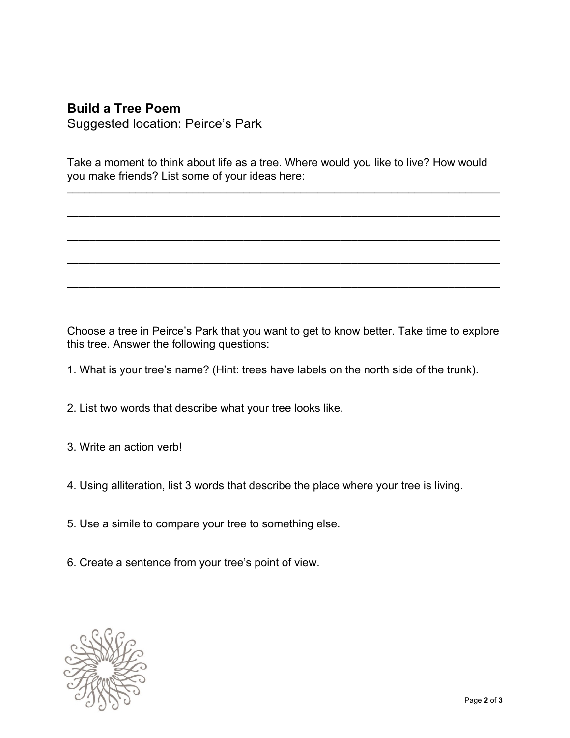**Build a Tree Poem**
Suggested location: Peirce's Park

Take a moment to think about life as a tree. Where would you like to live? How would you make friends? List some of your ideas here:

___________________________________________________________________________

___________________________________________________________________________

___________________________________________________________________________

___________________________________________________________________________

___________________________________________________________________________

Choose a tree in Peirce's Park that you want to get to know better. Take time to explore this tree. Answer the following questions:

1. What is your tree's name? (Hint: trees have labels on the north side of the trunk).

2. List two words that describe what your tree looks like.

3. Write an action verb!

4. Using alliteration, list 3 words that describe the place where your tree is living.

5. Use a simile to compare your tree to something else.

6. Create a sentence from your tree's point of view.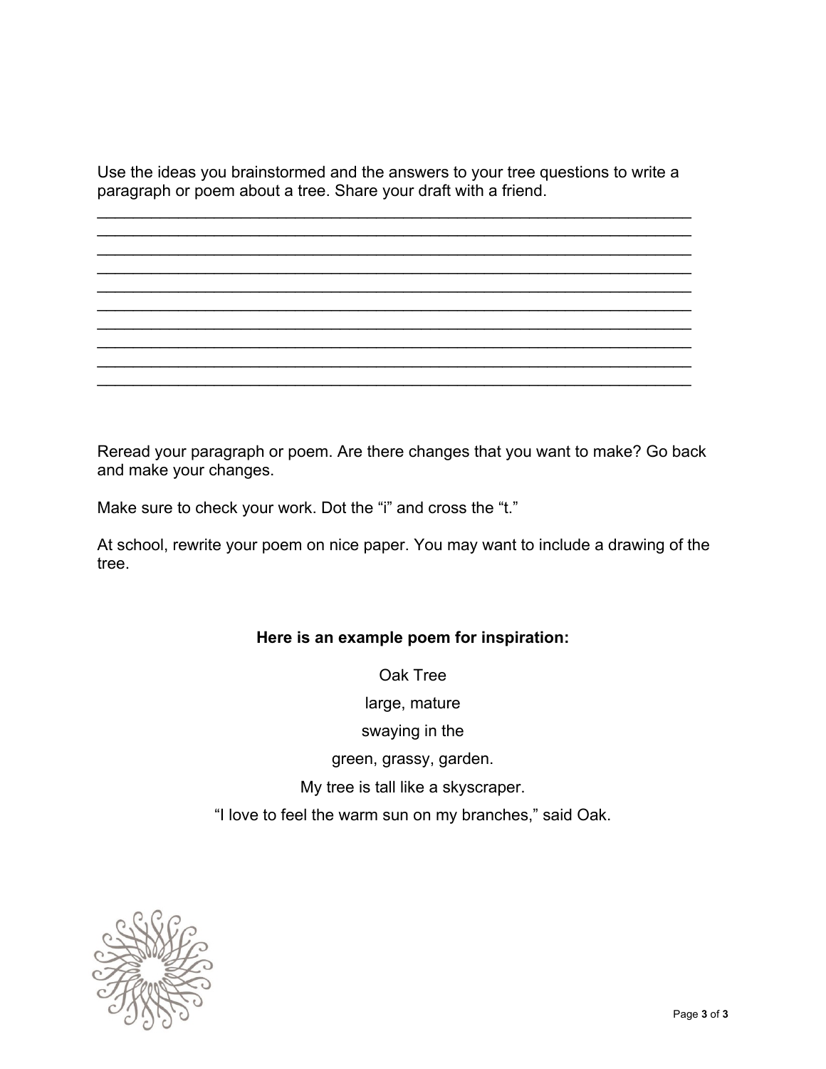Use the ideas you brainstormed and the answers to your tree questions to write a paragraph or poem about a tree. Share your draft with a friend.

_______________________________________________________________
_______________________________________________________________
_______________________________________________________________
_______________________________________________________________
_______________________________________________________________
_______________________________________________________________
_______________________________________________________________
_______________________________________________________________
_______________________________________________________________
_______________________________________________________________

Reread your paragraph or poem. Are there changes that you want to make? Go back and make your changes.

Make sure to check your work. Dot the "i" and cross the "t."

At school, rewrite your poem on nice paper. You may want to include a drawing of the tree.

**Here is an example poem for inspiration:**

Oak Tree

large, mature

swaying in the

green, grassy, garden.

My tree is tall like a skyscraper.

"I love to feel the warm sun on my branches," said Oak.